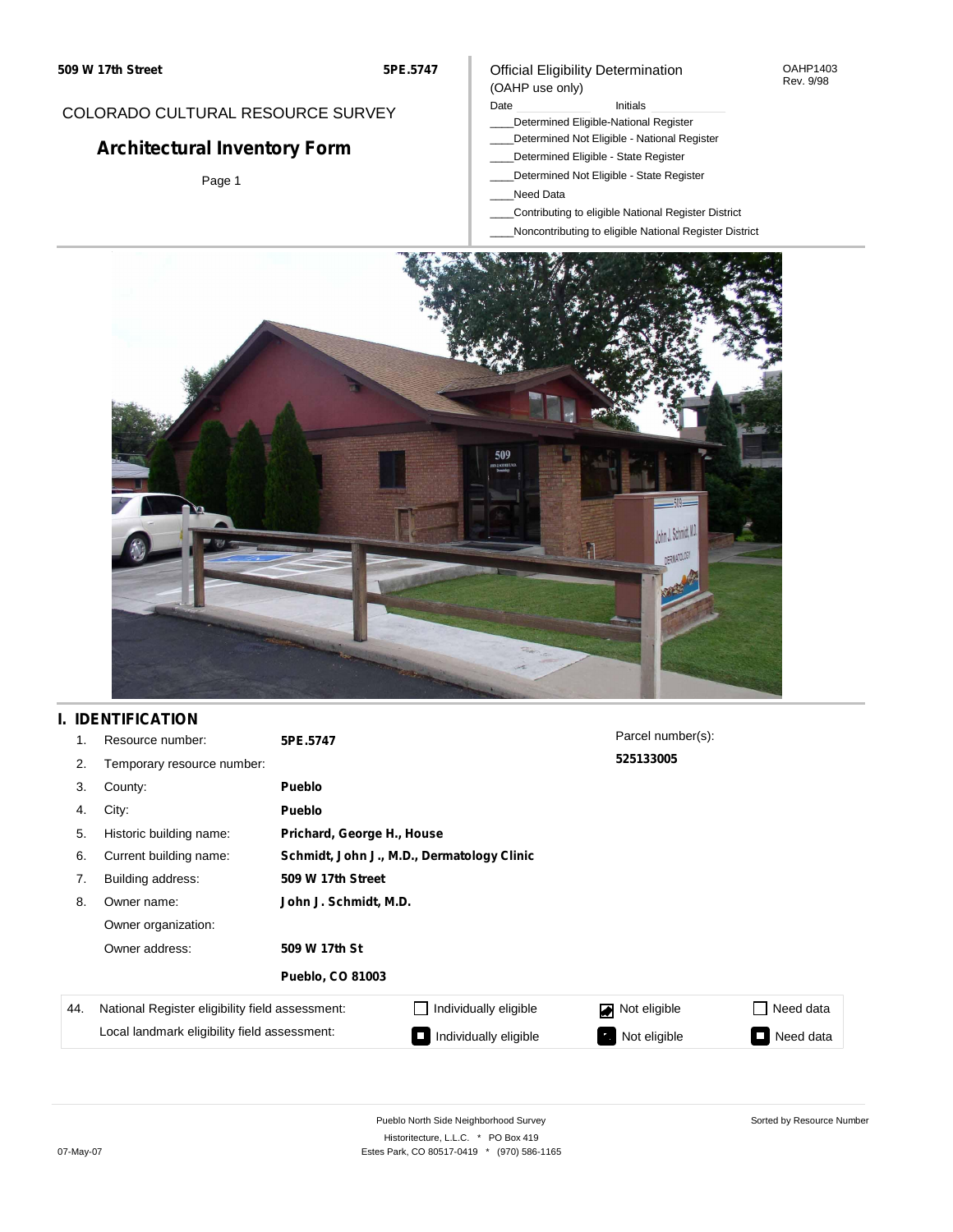509 W 17th Street | 5PE.5747

COLORADO CULTURAL RESOURCE SURVEY

# Architectural Inventory Form

Official Eligibility Determination
(OAHP use only)

OAHP1403
Rev. 9/98

Date ______ Initials ______

____Determined Eligible-National Register
____Determined Not Eligible - National Register
____Determined Eligible - State Register
____Determined Not Eligible - State Register
____Need Data
____Contributing to eligible National Register District
____Noncontributing to eligible National Register District

## I. IDENTIFICATION

| | | |
|---|---|---|
| 1. | Resource number: | **5PE.5747** |
| 2. | Temporary resource number: | |
| 3. | County: | **Pueblo** |
| 4. | City: | **Pueblo** |
| 5. | Historic building name: | **Prichard, George H., House** |
| 6. | Current building name: | **Schmidt, John J., M.D., Dermatology Clinic** |
| 7. | Building address: | **509 W 17th Street** |
| 8. | Owner name: | **John J. Schmidt, M.D.** |
| | Owner organization: | |
| | Owner address: | **509 W 17th St** |
| | | **Pueblo, CO 81003** |

Parcel number(s):
**525133005**

| 44. | | | | |
|---|---|---|---|---|
| | National Register eligibility field assessment: | ☐ Individually eligible | ☑ Not eligible | ☐ Need data |
| | Local landmark eligibility field assessment: | ☐ Individually eligible | ☐ Not eligible | ☐ Need data |

Pueblo North Side Neighborhood Survey
Historitecture, L.L.C. * PO Box 419
Estes Park, CO 80517-0419 * (970) 586-1165

Sorted by Resource Number

07-May-07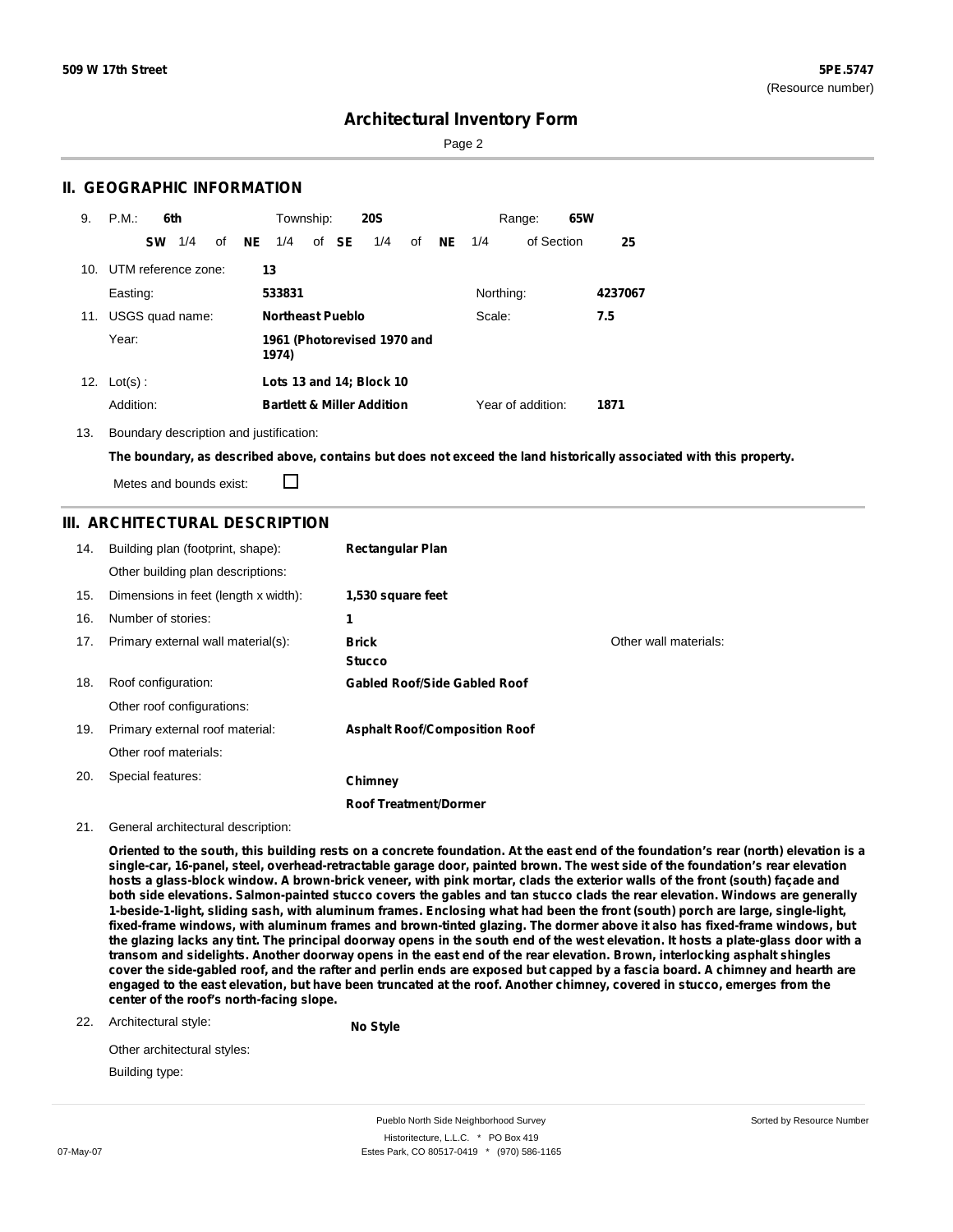509 W 17th Street

5PE.5747
(Resource number)

# Architectural Inventory Form

## II. GEOGRAPHIC INFORMATION

9. P.M.: **6th** Township: **20S** Range: **65W**

**SW** 1/4 of **NE** 1/4 of **SE** 1/4 of **NE** 1/4 of Section **25**

10. UTM reference zone: **13**

Easting: **533831** Northing: **4237067**

11. USGS quad name: **Northeast Pueblo** Scale: **7.5**

Year: **1961 (Photorevised 1970 and 1974)**

12. Lot(s): **Lots 13 and 14; Block 10**

Addition: **Bartlett & Miller Addition** Year of addition: **1871**

13. Boundary description and justification:

**The boundary, as described above, contains but does not exceed the land historically associated with this property.**

Metes and bounds exist: ☐

## III. ARCHITECTURAL DESCRIPTION

14. Building plan (footprint, shape): **Rectangular Plan**

Other building plan descriptions:

15. Dimensions in feet (length x width): **1,530 square feet**

16. Number of stories: **1**

17. Primary external wall material(s): **Brick**, **Stucco** Other wall materials:

18. Roof configuration: **Gabled Roof/Side Gabled Roof**

Other roof configurations:

19. Primary external roof material: **Asphalt Roof/Composition Roof**

Other roof materials:

20. Special features: **Chimney**, **Roof Treatment/Dormer**

21. General architectural description:

**Oriented to the south, this building rests on a concrete foundation. At the east end of the foundation's rear (north) elevation is a single-car, 16-panel, steel, overhead-retractable garage door, painted brown. The west side of the foundation's rear elevation hosts a glass-block window. A brown-brick veneer, with pink mortar, clads the exterior walls of the front (south) façade and both side elevations. Salmon-painted stucco covers the gables and tan stucco clads the rear elevation. Windows are generally 1-beside-1-light, sliding sash, with aluminum frames. Enclosing what had been the front (south) porch are large, single-light, fixed-frame windows, with aluminum frames and brown-tinted glazing. The dormer above it also has fixed-frame windows, but the glazing lacks any tint. The principal doorway opens in the south end of the west elevation. It hosts a plate-glass door with a transom and sidelights. Another doorway opens in the east end of the rear elevation. Brown, interlocking asphalt shingles cover the side-gabled roof, and the rafter and perlin ends are exposed but capped by a fascia board. A chimney and hearth are engaged to the east elevation, but have been truncated at the roof. Another chimney, covered in stucco, emerges from the center of the roof's north-facing slope.**

22. Architectural style: **No Style**

Other architectural styles:

Building type: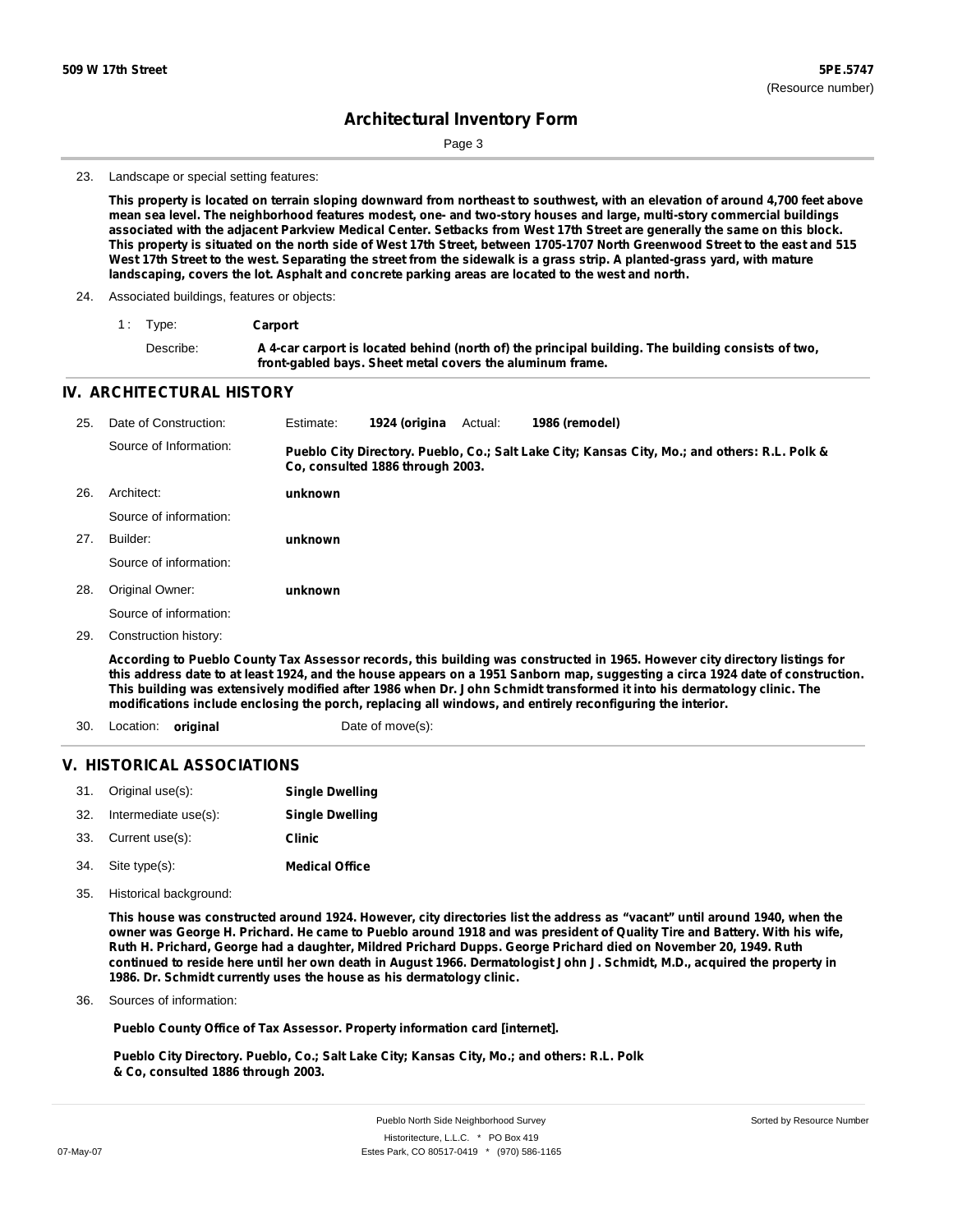**509 W 17th Street** | **5PE.5747** (Resource number)

## Architectural Inventory Form

23. Landscape or special setting features:

**This property is located on terrain sloping downward from northeast to southwest, with an elevation of around 4,700 feet above mean sea level. The neighborhood features modest, one- and two-story houses and large, multi-story commercial buildings associated with the adjacent Parkview Medical Center. Setbacks from West 17th Street are generally the same on this block. This property is situated on the north side of West 17th Street, between 1705-1707 North Greenwood Street to the east and 515 West 17th Street to the west. Separating the street from the sidewalk is a grass strip. A planted-grass yard, with mature landscaping, covers the lot. Asphalt and concrete parking areas are located to the west and north.**

24. Associated buildings, features or objects:

1 : Type: **Carport**

Describe: **A 4-car carport is located behind (north of) the principal building. The building consists of two, front-gabled bays. Sheet metal covers the aluminum frame.**

## IV. ARCHITECTURAL HISTORY

25. Date of Construction: Estimate: **1924 (origina** Actual: **1986 (remodel)**

Source of Information: **Pueblo City Directory. Pueblo, Co.; Salt Lake City; Kansas City, Mo.; and others: R.L. Polk & Co, consulted 1886 through 2003.**

26. Architect: **unknown**

Source of information:

27. Builder: **unknown**

Source of information:

28. Original Owner: **unknown**

Source of information:

29. Construction history:

**According to Pueblo County Tax Assessor records, this building was constructed in 1965. However city directory listings for this address date to at least 1924, and the house appears on a 1951 Sanborn map, suggesting a circa 1924 date of construction. This building was extensively modified after 1986 when Dr. John Schmidt transformed it into his dermatology clinic. The modifications include enclosing the porch, replacing all windows, and entirely reconfiguring the interior.**

30. Location: **original** Date of move(s):

## V. HISTORICAL ASSOCIATIONS

31. Original use(s): **Single Dwelling**
32. Intermediate use(s): **Single Dwelling**
33. Current use(s): **Clinic**
34. Site type(s): **Medical Office**

35. Historical background:

**This house was constructed around 1924. However, city directories list the address as "vacant" until around 1940, when the owner was George H. Prichard. He came to Pueblo around 1918 and was president of Quality Tire and Battery. With his wife, Ruth H. Prichard, George had a daughter, Mildred Prichard Dupps. George Prichard died on November 20, 1949. Ruth continued to reside here until her own death in August 1966. Dermatologist John J. Schmidt, M.D., acquired the property in 1986. Dr. Schmidt currently uses the house as his dermatology clinic.**

36. Sources of information:

**Pueblo County Office of Tax Assessor. Property information card [internet].**

**Pueblo City Directory. Pueblo, Co.; Salt Lake City; Kansas City, Mo.; and others: R.L. Polk & Co, consulted 1886 through 2003.**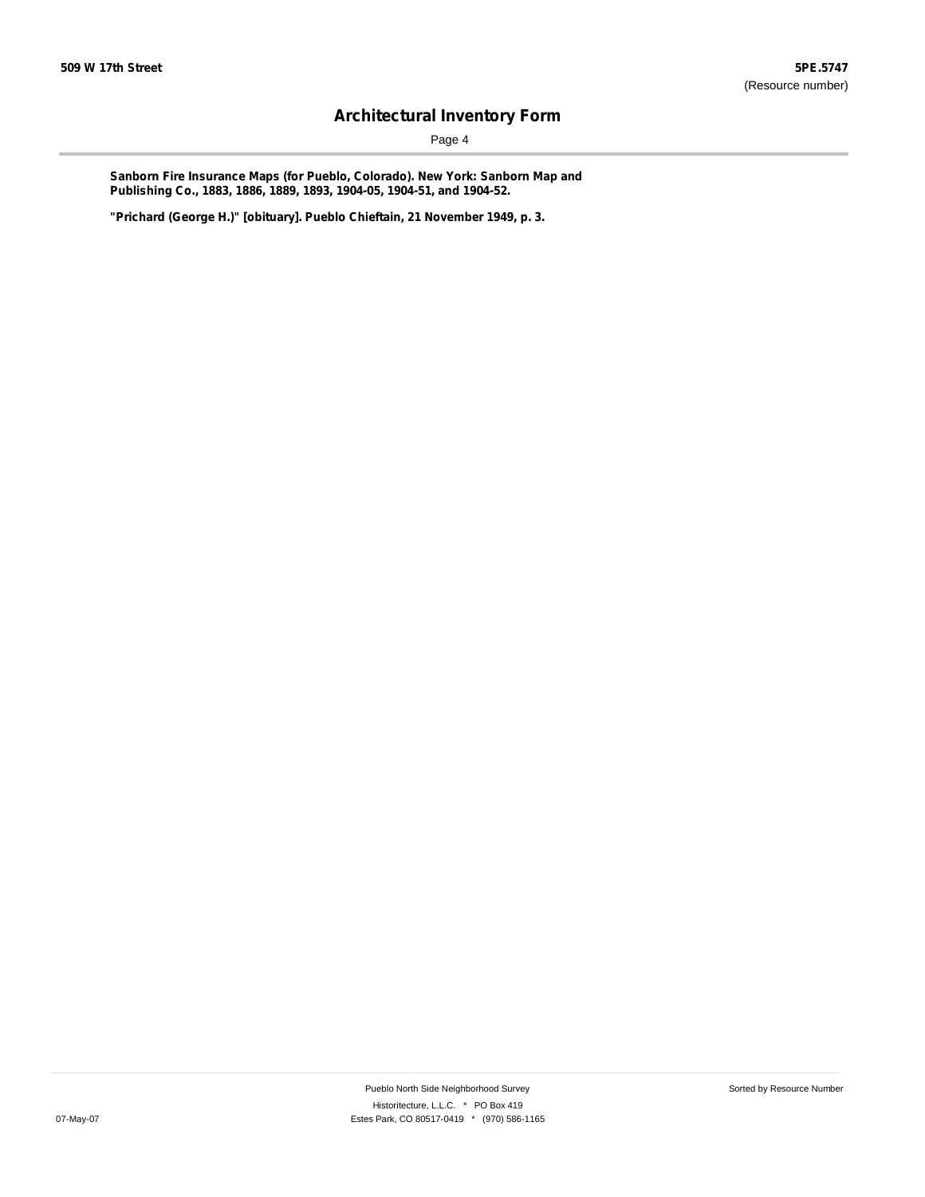**Sanborn Fire Insurance Maps (for Pueblo, Colorado). New York: Sanborn Map and Publishing Co., 1883, 1886, 1889, 1893, 1904-05, 1904-51, and 1904-52.**

**"Prichard (George H.)" [obituary]. Pueblo Chieftain, 21 November 1949, p. 3.**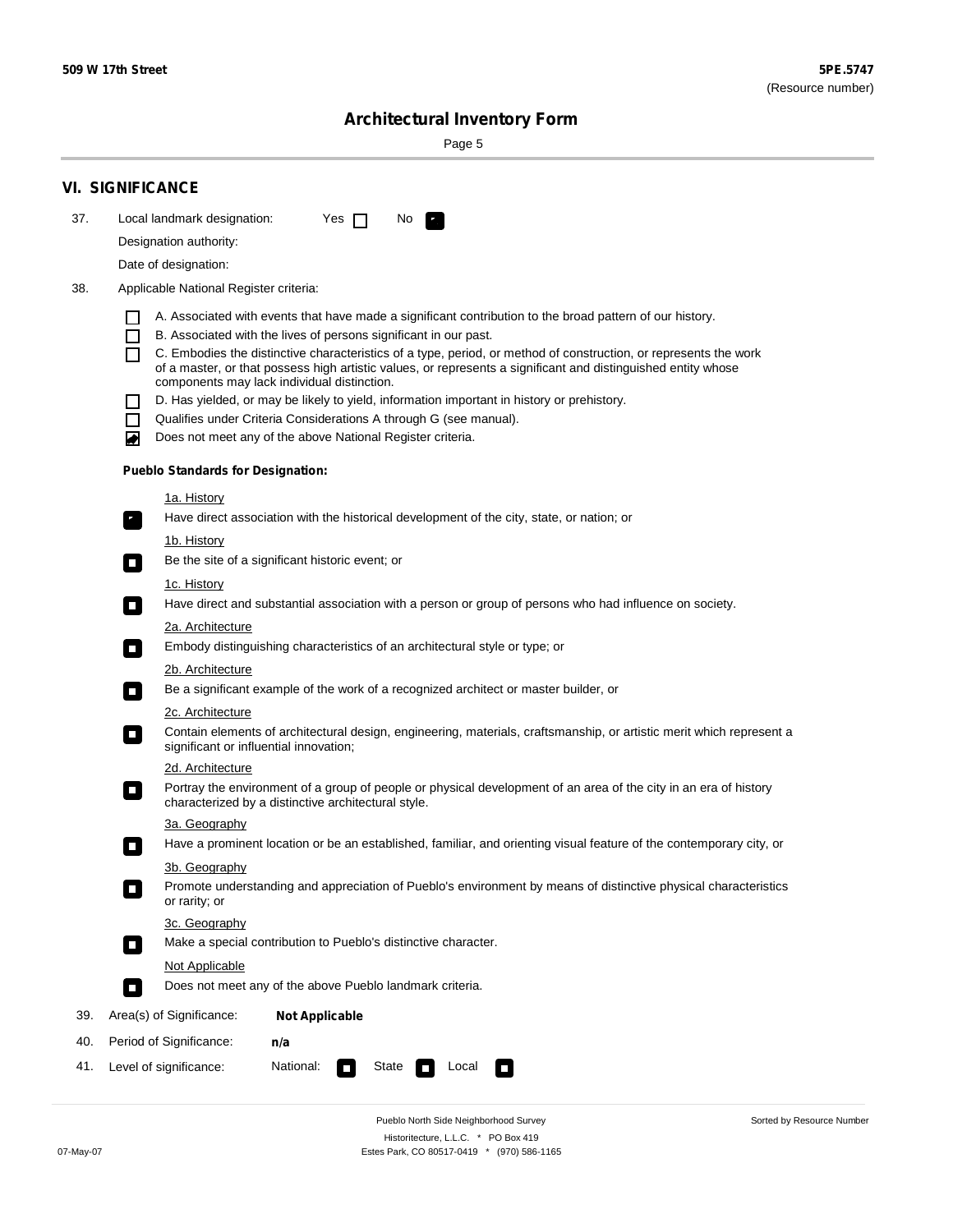## VI. SIGNIFICANCE

37. Local landmark designation: Yes ☐ No ☑

 Designation authority:

 Date of designation:

38. Applicable National Register criteria:

 ☐ A. Associated with events that have made a significant contribution to the broad pattern of our history.
 ☐ B. Associated with the lives of persons significant in our past.
 ☐ C. Embodies the distinctive characteristics of a type, period, or method of construction, or represents the work of a master, or that possess high artistic values, or represents a significant and distinguished entity whose components may lack individual distinction.
 ☐ D. Has yielded, or may be likely to yield, information important in history or prehistory.
 ☐ Qualifies under Criteria Considerations A through G (see manual).
 ☑ Does not meet any of the above National Register criteria.

 **Pueblo Standards for Designation:**

 1a. History
 ☑ Have direct association with the historical development of the city, state, or nation; or

 1b. History
 ☐ Be the site of a significant historic event; or

 1c. History
 ☐ Have direct and substantial association with a person or group of persons who had influence on society.

 2a. Architecture
 ☐ Embody distinguishing characteristics of an architectural style or type; or

 2b. Architecture
 ☐ Be a significant example of the work of a recognized architect or master builder, or

 2c. Architecture
 ☐ Contain elements of architectural design, engineering, materials, craftsmanship, or artistic merit which represent a significant or influential innovation;

 2d. Architecture
 ☐ Portray the environment of a group of people or physical development of an area of the city in an era of history characterized by a distinctive architectural style.

 3a. Geography
 ☐ Have a prominent location or be an established, familiar, and orienting visual feature of the contemporary city, or

 3b. Geography
 ☐ Promote understanding and appreciation of Pueblo's environment by means of distinctive physical characteristics or rarity; or

 3c. Geography
 ☐ Make a special contribution to Pueblo's distinctive character.

 Not Applicable
 ☐ Does not meet any of the above Pueblo landmark criteria.

39. Area(s) of Significance: **Not Applicable**

40. Period of Significance: **n/a**

41. Level of significance: National: ☐ State ☐ Local ☐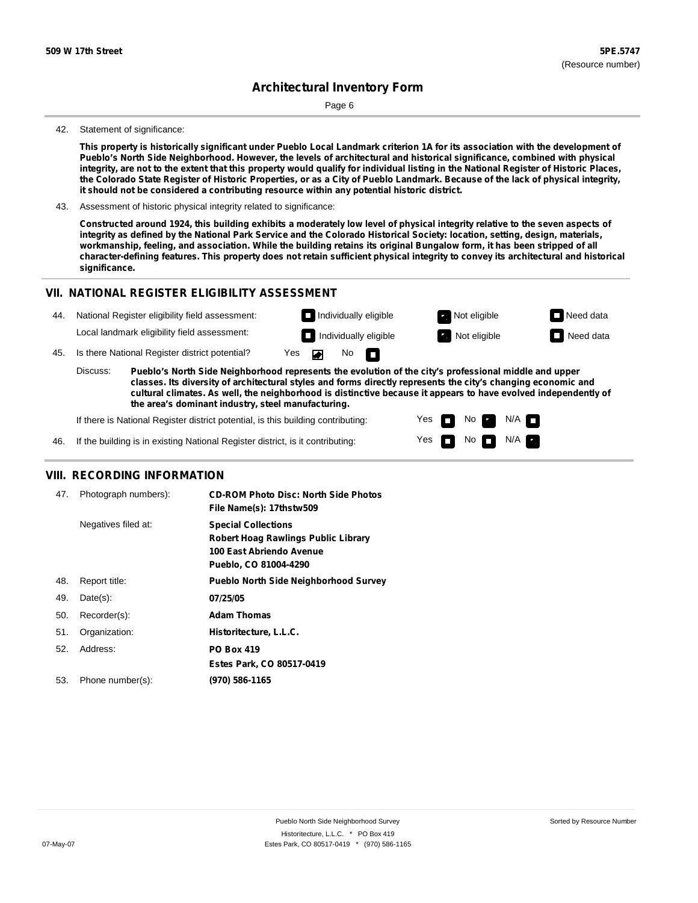**509 W 17th Street** **5PE.5747**
(Resource number)

# Architectural Inventory Form

42. Statement of significance:

**This property is historically significant under Pueblo Local Landmark criterion 1A for its association with the development of Pueblo's North Side Neighborhood. However, the levels of architectural and historical significance, combined with physical integrity, are not to the extent that this property would qualify for individual listing in the National Register of Historic Places, the Colorado State Register of Historic Properties, or as a City of Pueblo Landmark. Because of the lack of physical integrity, it should not be considered a contributing resource within any potential historic district.**

43. Assessment of historic physical integrity related to significance:

**Constructed around 1924, this building exhibits a moderately low level of physical integrity relative to the seven aspects of integrity as defined by the National Park Service and the Colorado Historical Society: location, setting, design, materials, workmanship, feeling, and association. While the building retains its original Bungalow form, it has been stripped of all character-defining features. This property does not retain sufficient physical integrity to convey its architectural and historical significance.**

## VII. NATIONAL REGISTER ELIGIBILITY ASSESSMENT

44. National Register eligibility field assessment: ☐ Individually eligible ☒ Not eligible ☐ Need data
    Local landmark eligibility field assessment: ☐ Individually eligible ☒ Not eligible ☐ Need data

45. Is there National Register district potential? Yes ☒ No ☐

Discuss: **Pueblo's North Side Neighborhood represents the evolution of the city's professional middle and upper classes. Its diversity of architectural styles and forms directly represents the city's changing economic and cultural climates. As well, the neighborhood is distinctive because it appears to have evolved independently of the area's dominant industry, steel manufacturing.**

If there is National Register district potential, is this building contributing: Yes ☐ No ☒ N/A ☐

46. If the building is in existing National Register district, is it contributing: Yes ☐ No ☐ N/A ☒

## VIII. RECORDING INFORMATION

47. Photograph numbers): **CD-ROM Photo Disc: North Side Photos**
    **File Name(s): 17thstw509**

    Negatives filed at: **Special Collections**
    **Robert Hoag Rawlings Public Library**
    **100 East Abriendo Avenue**
    **Pueblo, CO 81004-4290**

48. Report title: **Pueblo North Side Neighborhood Survey**
49. Date(s): **07/25/05**
50. Recorder(s): **Adam Thomas**
51. Organization: **Historitecture, L.L.C.**
52. Address: **PO Box 419**
    **Estes Park, CO 80517-0419**
53. Phone number(s): **(970) 586-1165**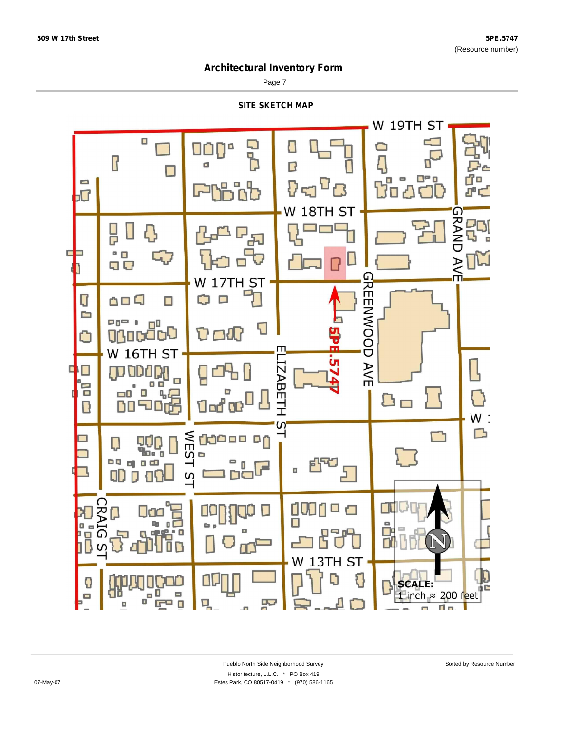# Architectural Inventory Form

## SITE SKETCH MAP

W 19TH ST

W 18TH ST

W 17TH ST

W 16TH ST

GRAND AVE

GREENWOOD AVE

ELIZABETH ST

WEST ST

CRAIG ST

W 13TH ST

5PE.5747

SCALE:
1 inch ≈ 200 feet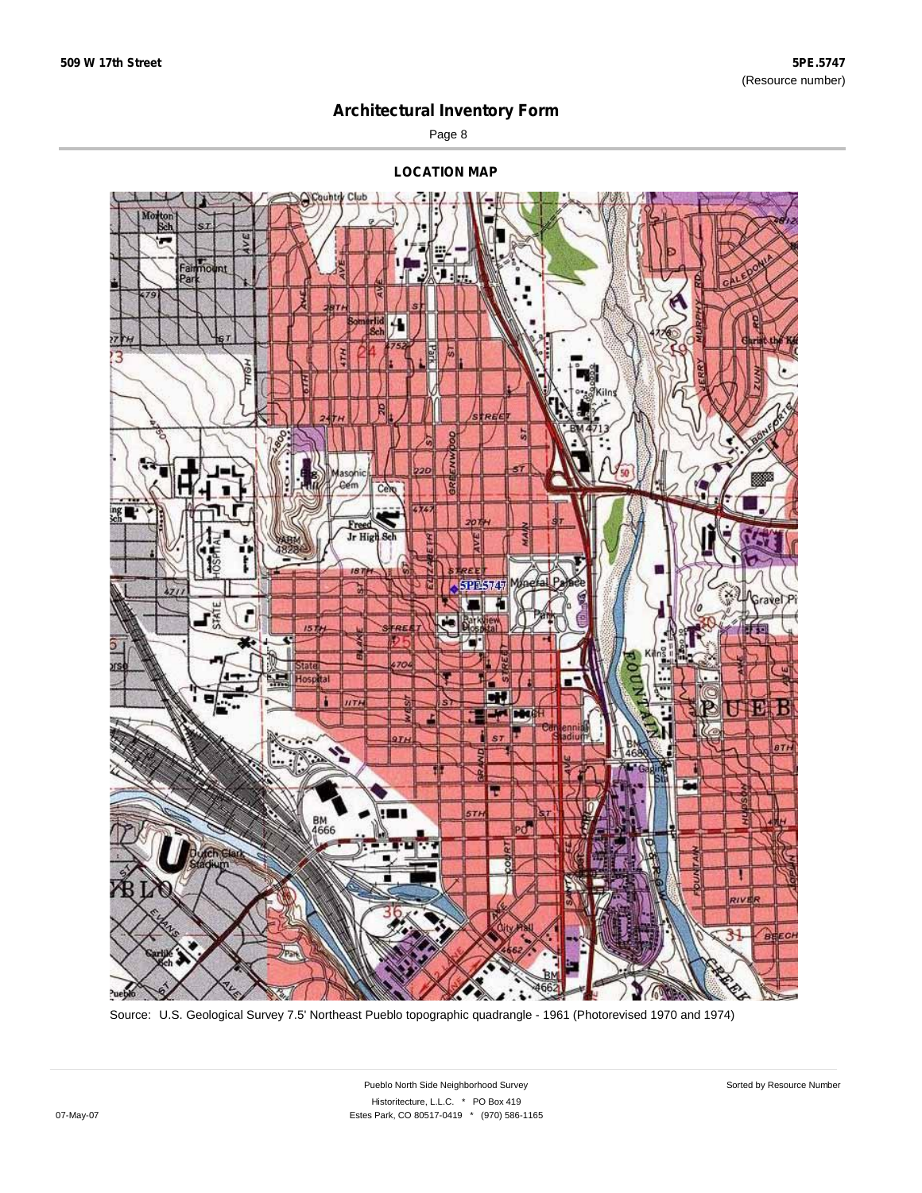# Architectural Inventory Form

## LOCATION MAP

Source: U.S. Geological Survey 7.5' Northeast Pueblo topographic quadrangle - 1961 (Photorevised 1970 and 1974)